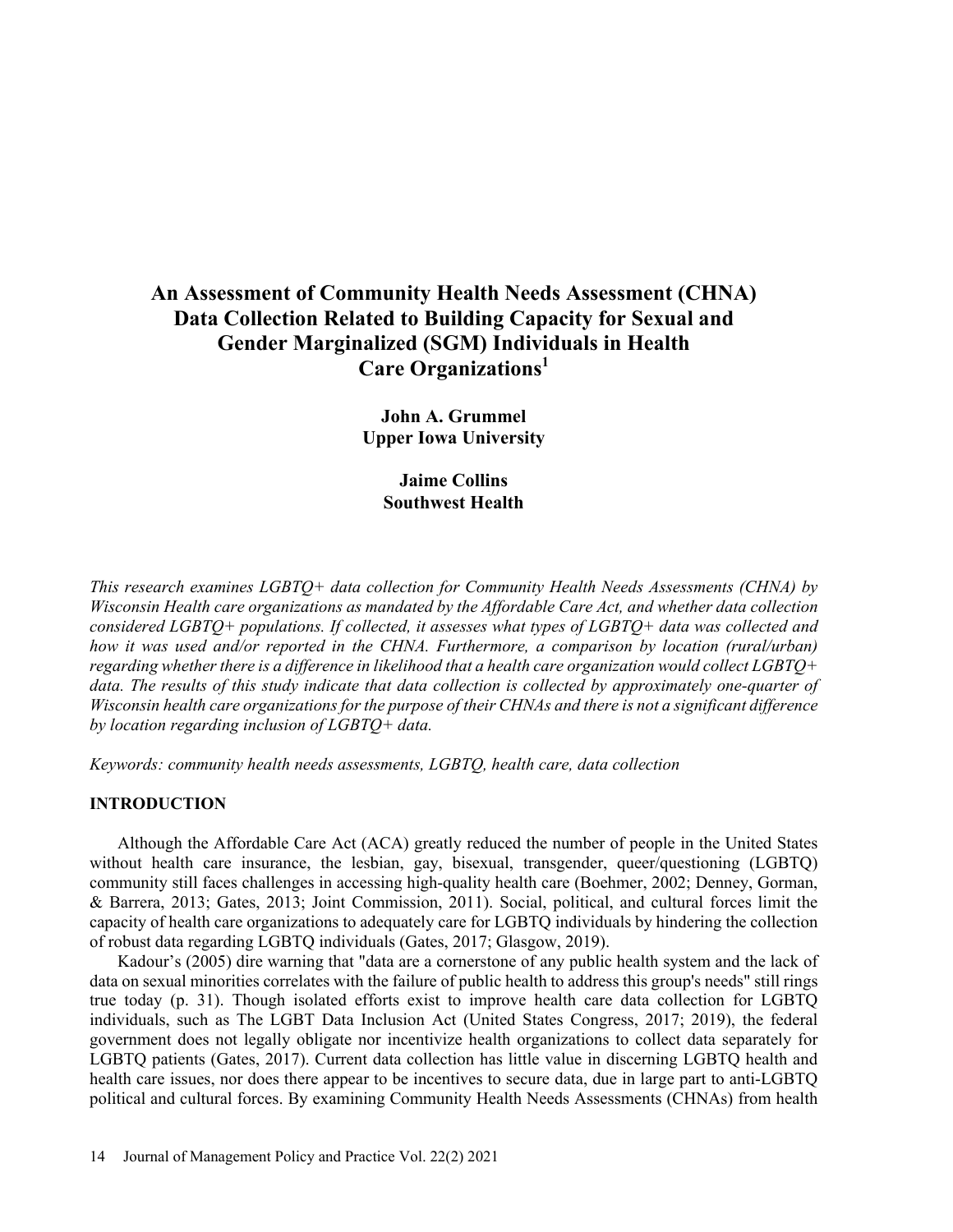# An Assessment of Community Health Needs Assessment (CHNA) Data Collection Related to Building Capacity for Sexual and Gender Marginalized (SGM) Individuals in Health Care Organizations[1]

**John A. Grummel**
**Upper Iowa University**

**Jaime Collins**
**Southwest Health**

*This research examines LGBTQ+ data collection for Community Health Needs Assessments (CHNA) by Wisconsin Health care organizations as mandated by the Affordable Care Act, and whether data collection considered LGBTQ+ populations. If collected, it assesses what types of LGBTQ+ data was collected and how it was used and/or reported in the CHNA. Furthermore, a comparison by location (rural/urban) regarding whether there is a difference in likelihood that a health care organization would collect LGBTQ+ data. The results of this study indicate that data collection is collected by approximately one-quarter of Wisconsin health care organizations for the purpose of their CHNAs and there is not a significant difference by location regarding inclusion of LGBTQ+ data.*

*Keywords: community health needs assessments, LGBTQ, health care, data collection*

## INTRODUCTION

Although the Affordable Care Act (ACA) greatly reduced the number of people in the United States without health care insurance, the lesbian, gay, bisexual, transgender, queer/questioning (LGBTQ) community still faces challenges in accessing high-quality health care (Boehmer, 2002; Denney, Gorman, & Barrera, 2013; Gates, 2013; Joint Commission, 2011). Social, political, and cultural forces limit the capacity of health care organizations to adequately care for LGBTQ individuals by hindering the collection of robust data regarding LGBTQ individuals (Gates, 2017; Glasgow, 2019).

Kadour's (2005) dire warning that "data are a cornerstone of any public health system and the lack of data on sexual minorities correlates with the failure of public health to address this group's needs" still rings true today (p. 31). Though isolated efforts exist to improve health care data collection for LGBTQ individuals, such as The LGBT Data Inclusion Act (United States Congress, 2017; 2019), the federal government does not legally obligate nor incentivize health organizations to collect data separately for LGBTQ patients (Gates, 2017). Current data collection has little value in discerning LGBTQ health and health care issues, nor does there appear to be incentives to secure data, due in large part to anti-LGBTQ political and cultural forces. By examining Community Health Needs Assessments (CHNAs) from health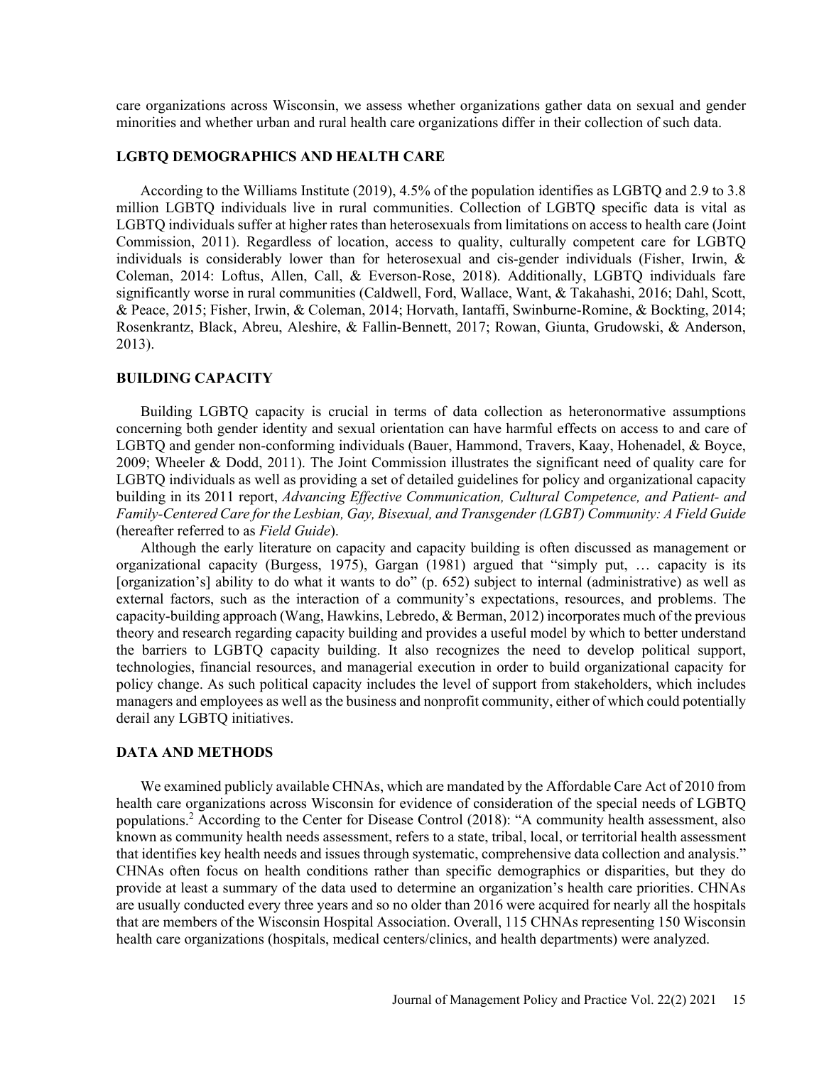care organizations across Wisconsin, we assess whether organizations gather data on sexual and gender minorities and whether urban and rural health care organizations differ in their collection of such data.

## LGBTQ DEMOGRAPHICS AND HEALTH CARE

According to the Williams Institute (2019), 4.5% of the population identifies as LGBTQ and 2.9 to 3.8 million LGBTQ individuals live in rural communities. Collection of LGBTQ specific data is vital as LGBTQ individuals suffer at higher rates than heterosexuals from limitations on access to health care (Joint Commission, 2011). Regardless of location, access to quality, culturally competent care for LGBTQ individuals is considerably lower than for heterosexual and cis-gender individuals (Fisher, Irwin, & Coleman, 2014: Loftus, Allen, Call, & Everson-Rose, 2018). Additionally, LGBTQ individuals fare significantly worse in rural communities (Caldwell, Ford, Wallace, Want, & Takahashi, 2016; Dahl, Scott, & Peace, 2015; Fisher, Irwin, & Coleman, 2014; Horvath, Iantaffi, Swinburne-Romine, & Bockting, 2014; Rosenkrantz, Black, Abreu, Aleshire, & Fallin-Bennett, 2017; Rowan, Giunta, Grudowski, & Anderson, 2013).

## BUILDING CAPACITY

Building LGBTQ capacity is crucial in terms of data collection as heteronormative assumptions concerning both gender identity and sexual orientation can have harmful effects on access to and care of LGBTQ and gender non-conforming individuals (Bauer, Hammond, Travers, Kaay, Hohenadel, & Boyce, 2009; Wheeler & Dodd, 2011). The Joint Commission illustrates the significant need of quality care for LGBTQ individuals as well as providing a set of detailed guidelines for policy and organizational capacity building in its 2011 report, *Advancing Effective Communication, Cultural Competence, and Patient- and Family-Centered Care for the Lesbian, Gay, Bisexual, and Transgender (LGBT) Community: A Field Guide* (hereafter referred to as *Field Guide*).

Although the early literature on capacity and capacity building is often discussed as management or organizational capacity (Burgess, 1975), Gargan (1981) argued that "simply put, … capacity is its [organization's] ability to do what it wants to do" (p. 652) subject to internal (administrative) as well as external factors, such as the interaction of a community's expectations, resources, and problems. The capacity-building approach (Wang, Hawkins, Lebredo, & Berman, 2012) incorporates much of the previous theory and research regarding capacity building and provides a useful model by which to better understand the barriers to LGBTQ capacity building. It also recognizes the need to develop political support, technologies, financial resources, and managerial execution in order to build organizational capacity for policy change. As such political capacity includes the level of support from stakeholders, which includes managers and employees as well as the business and nonprofit community, either of which could potentially derail any LGBTQ initiatives.

## DATA AND METHODS

We examined publicly available CHNAs, which are mandated by the Affordable Care Act of 2010 from health care organizations across Wisconsin for evidence of consideration of the special needs of LGBTQ populations.[2] According to the Center for Disease Control (2018): "A community health assessment, also known as community health needs assessment, refers to a state, tribal, local, or territorial health assessment that identifies key health needs and issues through systematic, comprehensive data collection and analysis." CHNAs often focus on health conditions rather than specific demographics or disparities, but they do provide at least a summary of the data used to determine an organization's health care priorities. CHNAs are usually conducted every three years and so no older than 2016 were acquired for nearly all the hospitals that are members of the Wisconsin Hospital Association. Overall, 115 CHNAs representing 150 Wisconsin health care organizations (hospitals, medical centers/clinics, and health departments) were analyzed.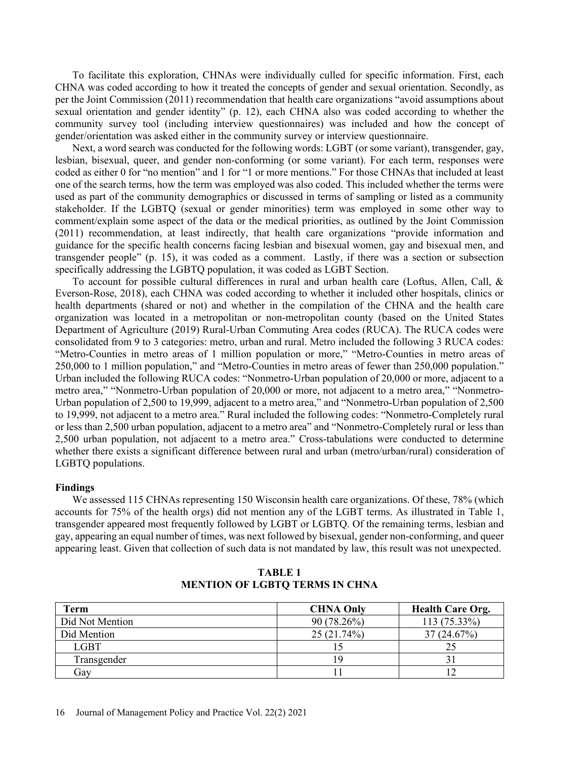To facilitate this exploration, CHNAs were individually culled for specific information. First, each CHNA was coded according to how it treated the concepts of gender and sexual orientation. Secondly, as per the Joint Commission (2011) recommendation that health care organizations "avoid assumptions about sexual orientation and gender identity" (p. 12), each CHNA also was coded according to whether the community survey tool (including interview questionnaires) was included and how the concept of gender/orientation was asked either in the community survey or interview questionnaire.

Next, a word search was conducted for the following words: LGBT (or some variant), transgender, gay, lesbian, bisexual, queer, and gender non-conforming (or some variant). For each term, responses were coded as either 0 for "no mention" and 1 for "1 or more mentions." For those CHNAs that included at least one of the search terms, how the term was employed was also coded. This included whether the terms were used as part of the community demographics or discussed in terms of sampling or listed as a community stakeholder. If the LGBTQ (sexual or gender minorities) term was employed in some other way to comment/explain some aspect of the data or the medical priorities, as outlined by the Joint Commission (2011) recommendation, at least indirectly, that health care organizations "provide information and guidance for the specific health concerns facing lesbian and bisexual women, gay and bisexual men, and transgender people" (p. 15), it was coded as a comment. Lastly, if there was a section or subsection specifically addressing the LGBTQ population, it was coded as LGBT Section.

To account for possible cultural differences in rural and urban health care (Loftus, Allen, Call, & Everson-Rose, 2018), each CHNA was coded according to whether it included other hospitals, clinics or health departments (shared or not) and whether in the compilation of the CHNA and the health care organization was located in a metropolitan or non-metropolitan county (based on the United States Department of Agriculture (2019) Rural-Urban Commuting Area codes (RUCA). The RUCA codes were consolidated from 9 to 3 categories: metro, urban and rural. Metro included the following 3 RUCA codes: "Metro-Counties in metro areas of 1 million population or more," "Metro-Counties in metro areas of 250,000 to 1 million population," and "Metro-Counties in metro areas of fewer than 250,000 population." Urban included the following RUCA codes: "Nonmetro-Urban population of 20,000 or more, adjacent to a metro area," "Nonmetro-Urban population of 20,000 or more, not adjacent to a metro area," "Nonmetro-Urban population of 2,500 to 19,999, adjacent to a metro area," and "Nonmetro-Urban population of 2,500 to 19,999, not adjacent to a metro area." Rural included the following codes: "Nonmetro-Completely rural or less than 2,500 urban population, adjacent to a metro area" and "Nonmetro-Completely rural or less than 2,500 urban population, not adjacent to a metro area." Cross-tabulations were conducted to determine whether there exists a significant difference between rural and urban (metro/urban/rural) consideration of LGBTQ populations.

**Findings**

We assessed 115 CHNAs representing 150 Wisconsin health care organizations. Of these, 78% (which accounts for 75% of the health orgs) did not mention any of the LGBT terms. As illustrated in Table 1, transgender appeared most frequently followed by LGBT or LGBTQ. Of the remaining terms, lesbian and gay, appearing an equal number of times, was next followed by bisexual, gender non-conforming, and queer appearing least. Given that collection of such data is not mandated by law, this result was not unexpected.

**TABLE 1**
**MENTION OF LGBTQ TERMS IN CHNA**

| Term | CHNA Only | Health Care Org. |
|---|---|---|
| Did Not Mention | 90 (78.26%) | 113 (75.33%) |
| Did Mention | 25 (21.74%) | 37 (24.67%) |
| LGBT | 15 | 25 |
| Transgender | 19 | 31 |
| Gay | 11 | 12 |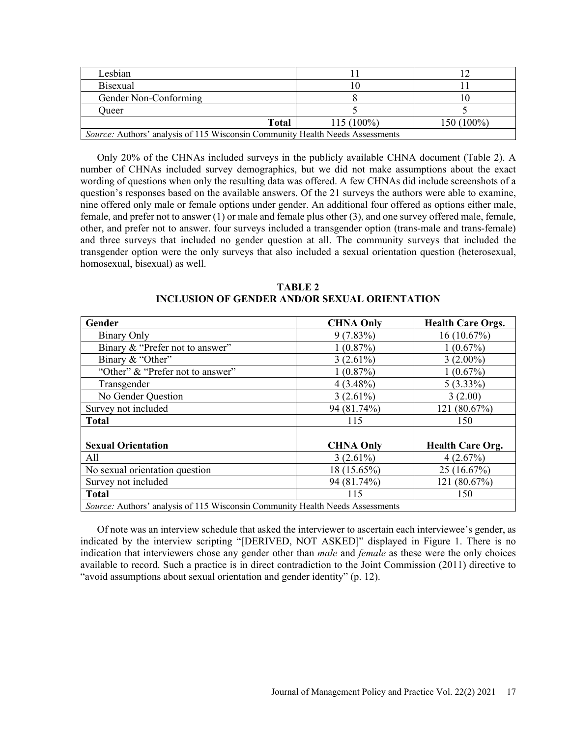| | | |
|---|---|---|
| Lesbian | 11 | 12 |
| Bisexual | 10 | 11 |
| Gender Non-Conforming | 8 | 10 |
| Queer | 5 | 5 |
| **Total** | 115 (100%) | 150 (100%) |
| *Source:* Authors' analysis of 115 Wisconsin Community Health Needs Assessments | | |

Only 20% of the CHNAs included surveys in the publicly available CHNA document (Table 2). A number of CHNAs included survey demographics, but we did not make assumptions about the exact wording of questions when only the resulting data was offered. A few CHNAs did include screenshots of a question's responses based on the available answers. Of the 21 surveys the authors were able to examine, nine offered only male or female options under gender. An additional four offered as options either male, female, and prefer not to answer (1) or male and female plus other (3), and one survey offered male, female, other, and prefer not to answer. four surveys included a transgender option (trans-male and trans-female) and three surveys that included no gender question at all. The community surveys that included the transgender option were the only surveys that also included a sexual orientation question (heterosexual, homosexual, bisexual) as well.

**TABLE 2**
**INCLUSION OF GENDER AND/OR SEXUAL ORIENTATION**

| **Gender** | **CHNA Only** | **Health Care Orgs.** |
|---|---|---|
| Binary Only | 9 (7.83%) | 16 (10.67%) |
| Binary & "Prefer not to answer" | 1 (0.87%) | 1 (0.67%) |
| Binary & "Other" | 3 (2.61%) | 3 (2.00%) |
| "Other" & "Prefer not to answer" | 1 (0.87%) | 1 (0.67%) |
| Transgender | 4 (3.48%) | 5 (3.33%) |
| No Gender Question | 3 (2.61%) | 3 (2.00) |
| Survey not included | 94 (81.74%) | 121 (80.67%) |
| **Total** | 115 | 150 |
| | | |
| **Sexual Orientation** | **CHNA Only** | **Health Care Org.** |
| All | 3 (2.61%) | 4 (2.67%) |
| No sexual orientation question | 18 (15.65%) | 25 (16.67%) |
| Survey not included | 94 (81.74%) | 121 (80.67%) |
| **Total** | 115 | 150 |
| *Source:* Authors' analysis of 115 Wisconsin Community Health Needs Assessments | | |

Of note was an interview schedule that asked the interviewer to ascertain each interviewee's gender, as indicated by the interview scripting "[DERIVED, NOT ASKED]" displayed in Figure 1. There is no indication that interviewers chose any gender other than *male* and *female* as these were the only choices available to record. Such a practice is in direct contradiction to the Joint Commission (2011) directive to "avoid assumptions about sexual orientation and gender identity" (p. 12).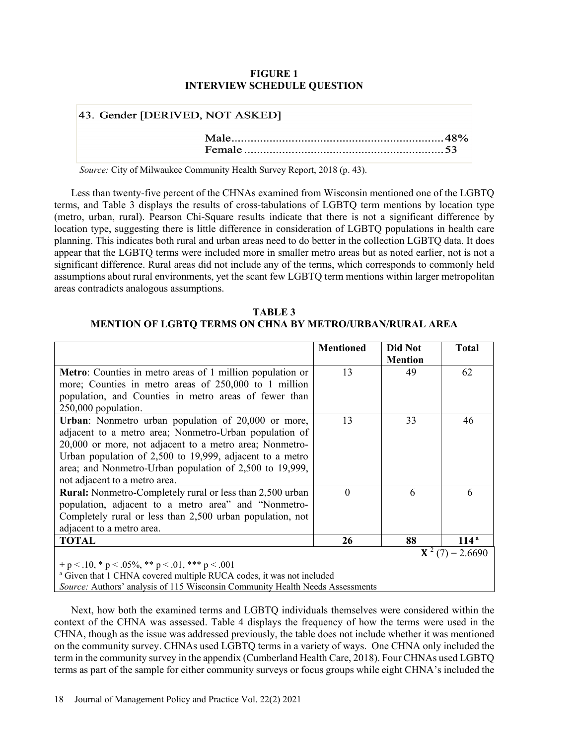**FIGURE 1**
**INTERVIEW SCHEDULE QUESTION**

43. Gender [DERIVED, NOT ASKED]

Male.................................................................48%
Female ...............................................................53

*Source:* City of Milwaukee Community Health Survey Report, 2018 (p. 43).

Less than twenty-five percent of the CHNAs examined from Wisconsin mentioned one of the LGBTQ terms, and Table 3 displays the results of cross-tabulations of LGBTQ term mentions by location type (metro, urban, rural). Pearson Chi-Square results indicate that there is not a significant difference by location type, suggesting there is little difference in consideration of LGBTQ populations in health care planning. This indicates both rural and urban areas need to do better in the collection LGBTQ data. It does appear that the LGBTQ terms were included more in smaller metro areas but as noted earlier, not is not a significant difference. Rural areas did not include any of the terms, which corresponds to commonly held assumptions about rural environments, yet the scant few LGBTQ term mentions within larger metropolitan areas contradicts analogous assumptions.

**TABLE 3**
**MENTION OF LGBTQ TERMS ON CHNA BY METRO/URBAN/RURAL AREA**

| | Mentioned | Did Not Mention | Total |
|---|---|---|---|
| **Metro**: Counties in metro areas of 1 million population or more; Counties in metro areas of 250,000 to 1 million population, and Counties in metro areas of fewer than 250,000 population. | 13 | 49 | 62 |
| **Urban**: Nonmetro urban population of 20,000 or more, adjacent to a metro area; Nonmetro-Urban population of 20,000 or more, not adjacent to a metro area; Nonmetro-Urban population of 2,500 to 19,999, adjacent to a metro area; and Nonmetro-Urban population of 2,500 to 19,999, not adjacent to a metro area. | 13 | 33 | 46 |
| **Rural:** Nonmetro-Completely rural or less than 2,500 urban population, adjacent to a metro area" and "Nonmetro-Completely rural or less than 2,500 urban population, not adjacent to a metro area. | 0 | 6 | 6 |
| **TOTAL** | **26** | **88** | **114** [a] |
| | | | $\mathbf{X}^2 (7) = 2.6690$ |

+ p < .10, * p < .05%, ** p < .01, *** p < .001
[a] Given that 1 CHNA covered multiple RUCA codes, it was not included
*Source:* Authors' analysis of 115 Wisconsin Community Health Needs Assessments

Next, how both the examined terms and LGBTQ individuals themselves were considered within the context of the CHNA was assessed. Table 4 displays the frequency of how the terms were used in the CHNA, though as the issue was addressed previously, the table does not include whether it was mentioned on the community survey. CHNAs used LGBTQ terms in a variety of ways. One CHNA only included the term in the community survey in the appendix (Cumberland Health Care, 2018). Four CHNAs used LGBTQ terms as part of the sample for either community surveys or focus groups while eight CHNA's included the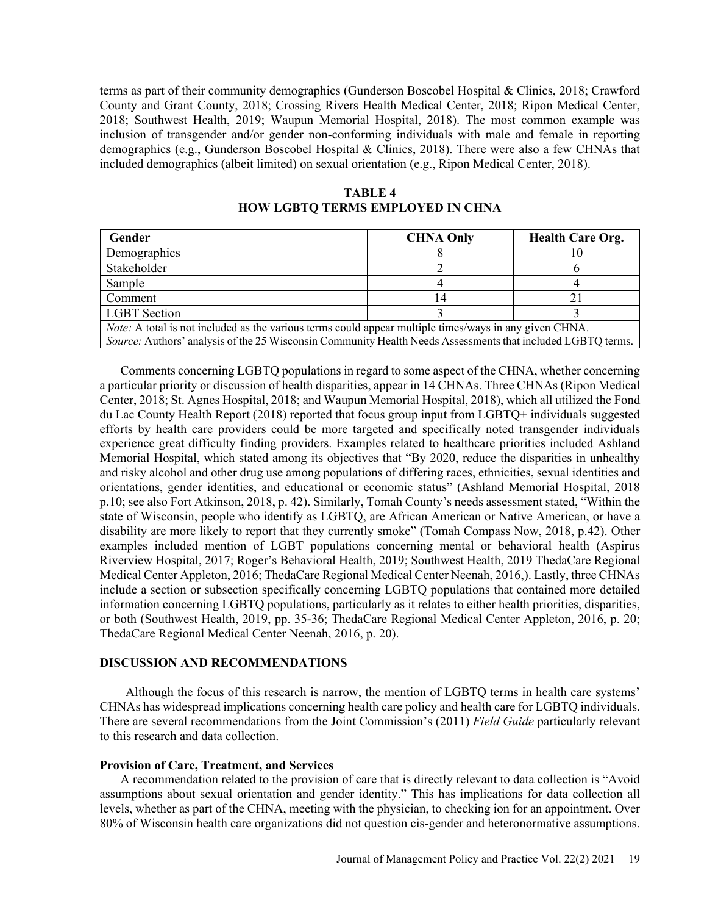terms as part of their community demographics (Gunderson Boscobel Hospital & Clinics, 2018; Crawford County and Grant County, 2018; Crossing Rivers Health Medical Center, 2018; Ripon Medical Center, 2018; Southwest Health, 2019; Waupun Memorial Hospital, 2018). The most common example was inclusion of transgender and/or gender non-conforming individuals with male and female in reporting demographics (e.g., Gunderson Boscobel Hospital & Clinics, 2018). There were also a few CHNAs that included demographics (albeit limited) on sexual orientation (e.g., Ripon Medical Center, 2018).

**TABLE 4**
**HOW LGBTQ TERMS EMPLOYED IN CHNA**

| Gender | CHNA Only | Health Care Org. |
|---|---|---|
| Demographics | 8 | 10 |
| Stakeholder | 2 | 6 |
| Sample | 4 | 4 |
| Comment | 14 | 21 |
| LGBT Section | 3 | 3 |

*Note:* A total is not included as the various terms could appear multiple times/ways in any given CHNA.
*Source:* Authors' analysis of the 25 Wisconsin Community Health Needs Assessments that included LGBTQ terms.

Comments concerning LGBTQ populations in regard to some aspect of the CHNA, whether concerning a particular priority or discussion of health disparities, appear in 14 CHNAs. Three CHNAs (Ripon Medical Center, 2018; St. Agnes Hospital, 2018; and Waupun Memorial Hospital, 2018), which all utilized the Fond du Lac County Health Report (2018) reported that focus group input from LGBTQ+ individuals suggested efforts by health care providers could be more targeted and specifically noted transgender individuals experience great difficulty finding providers. Examples related to healthcare priorities included Ashland Memorial Hospital, which stated among its objectives that "By 2020, reduce the disparities in unhealthy and risky alcohol and other drug use among populations of differing races, ethnicities, sexual identities and orientations, gender identities, and educational or economic status" (Ashland Memorial Hospital, 2018 p.10; see also Fort Atkinson, 2018, p. 42). Similarly, Tomah County's needs assessment stated, "Within the state of Wisconsin, people who identify as LGBTQ, are African American or Native American, or have a disability are more likely to report that they currently smoke" (Tomah Compass Now, 2018, p.42). Other examples included mention of LGBT populations concerning mental or behavioral health (Aspirus Riverview Hospital, 2017; Roger's Behavioral Health, 2019; Southwest Health, 2019 ThedaCare Regional Medical Center Appleton, 2016; ThedaCare Regional Medical Center Neenah, 2016,). Lastly, three CHNAs include a section or subsection specifically concerning LGBTQ populations that contained more detailed information concerning LGBTQ populations, particularly as it relates to either health priorities, disparities, or both (Southwest Health, 2019, pp. 35-36; ThedaCare Regional Medical Center Appleton, 2016, p. 20; ThedaCare Regional Medical Center Neenah, 2016, p. 20).

## DISCUSSION AND RECOMMENDATIONS

Although the focus of this research is narrow, the mention of LGBTQ terms in health care systems' CHNAs has widespread implications concerning health care policy and health care for LGBTQ individuals. There are several recommendations from the Joint Commission's (2011) *Field Guide* particularly relevant to this research and data collection.

### Provision of Care, Treatment, and Services

A recommendation related to the provision of care that is directly relevant to data collection is "Avoid assumptions about sexual orientation and gender identity." This has implications for data collection all levels, whether as part of the CHNA, meeting with the physician, to checking ion for an appointment. Over 80% of Wisconsin health care organizations did not question cis-gender and heteronormative assumptions.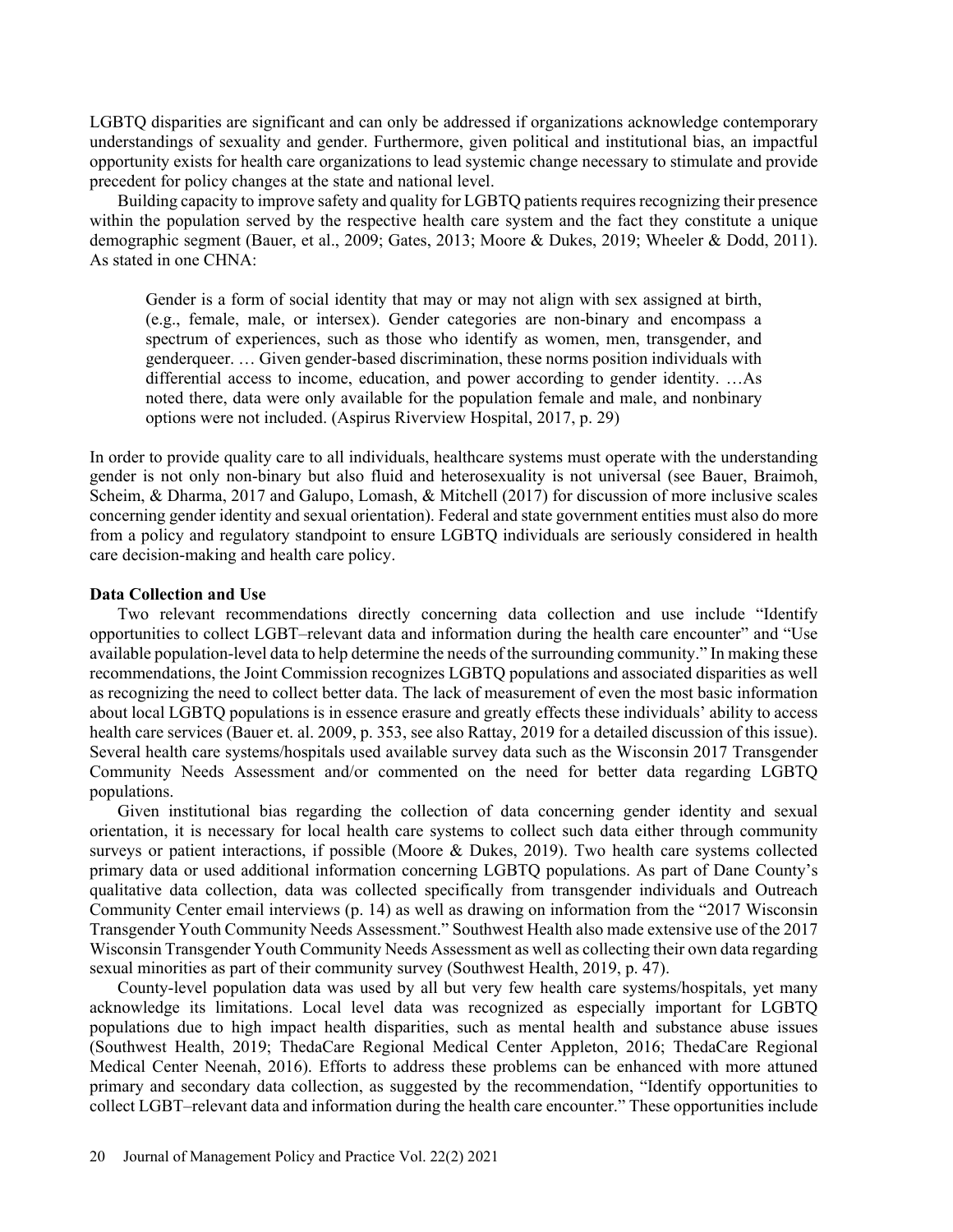LGBTQ disparities are significant and can only be addressed if organizations acknowledge contemporary understandings of sexuality and gender. Furthermore, given political and institutional bias, an impactful opportunity exists for health care organizations to lead systemic change necessary to stimulate and provide precedent for policy changes at the state and national level.

Building capacity to improve safety and quality for LGBTQ patients requires recognizing their presence within the population served by the respective health care system and the fact they constitute a unique demographic segment (Bauer, et al., 2009; Gates, 2013; Moore & Dukes, 2019; Wheeler & Dodd, 2011). As stated in one CHNA:

> Gender is a form of social identity that may or may not align with sex assigned at birth, (e.g., female, male, or intersex). Gender categories are non-binary and encompass a spectrum of experiences, such as those who identify as women, men, transgender, and genderqueer. … Given gender-based discrimination, these norms position individuals with differential access to income, education, and power according to gender identity. …As noted there, data were only available for the population female and male, and nonbinary options were not included. (Aspirus Riverview Hospital, 2017, p. 29)

In order to provide quality care to all individuals, healthcare systems must operate with the understanding gender is not only non-binary but also fluid and heterosexuality is not universal (see Bauer, Braimoh, Scheim, & Dharma, 2017 and Galupo, Lomash, & Mitchell (2017) for discussion of more inclusive scales concerning gender identity and sexual orientation). Federal and state government entities must also do more from a policy and regulatory standpoint to ensure LGBTQ individuals are seriously considered in health care decision-making and health care policy.

**Data Collection and Use**

Two relevant recommendations directly concerning data collection and use include "Identify opportunities to collect LGBT–relevant data and information during the health care encounter" and "Use available population-level data to help determine the needs of the surrounding community." In making these recommendations, the Joint Commission recognizes LGBTQ populations and associated disparities as well as recognizing the need to collect better data. The lack of measurement of even the most basic information about local LGBTQ populations is in essence erasure and greatly effects these individuals' ability to access health care services (Bauer et. al. 2009, p. 353, see also Rattay, 2019 for a detailed discussion of this issue). Several health care systems/hospitals used available survey data such as the Wisconsin 2017 Transgender Community Needs Assessment and/or commented on the need for better data regarding LGBTQ populations.

Given institutional bias regarding the collection of data concerning gender identity and sexual orientation, it is necessary for local health care systems to collect such data either through community surveys or patient interactions, if possible (Moore & Dukes, 2019). Two health care systems collected primary data or used additional information concerning LGBTQ populations. As part of Dane County's qualitative data collection, data was collected specifically from transgender individuals and Outreach Community Center email interviews (p. 14) as well as drawing on information from the "2017 Wisconsin Transgender Youth Community Needs Assessment." Southwest Health also made extensive use of the 2017 Wisconsin Transgender Youth Community Needs Assessment as well as collecting their own data regarding sexual minorities as part of their community survey (Southwest Health, 2019, p. 47).

County-level population data was used by all but very few health care systems/hospitals, yet many acknowledge its limitations. Local level data was recognized as especially important for LGBTQ populations due to high impact health disparities, such as mental health and substance abuse issues (Southwest Health, 2019; ThedaCare Regional Medical Center Appleton, 2016; ThedaCare Regional Medical Center Neenah, 2016). Efforts to address these problems can be enhanced with more attuned primary and secondary data collection, as suggested by the recommendation, "Identify opportunities to collect LGBT–relevant data and information during the health care encounter." These opportunities include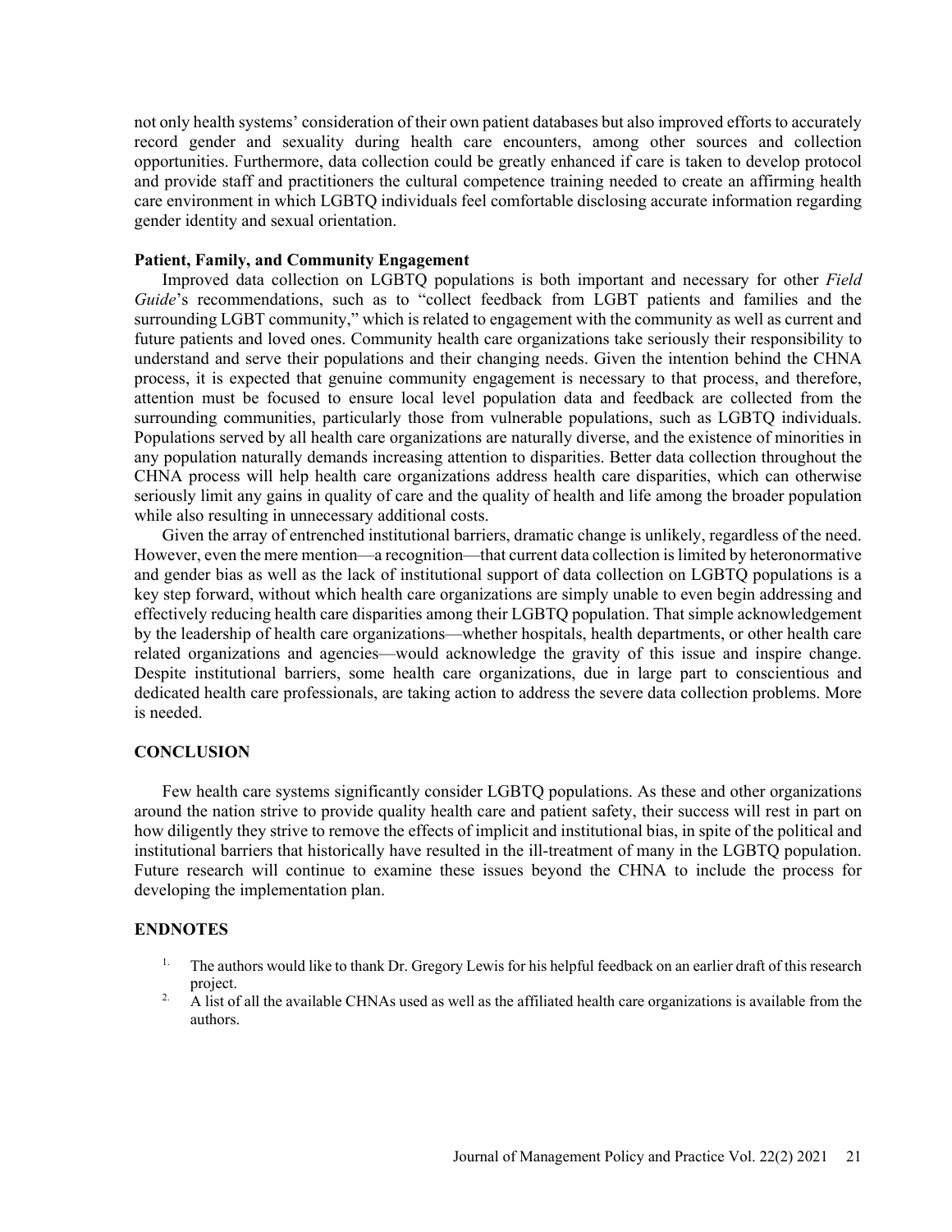not only health systems' consideration of their own patient databases but also improved efforts to accurately record gender and sexuality during health care encounters, among other sources and collection opportunities. Furthermore, data collection could be greatly enhanced if care is taken to develop protocol and provide staff and practitioners the cultural competence training needed to create an affirming health care environment in which LGBTQ individuals feel comfortable disclosing accurate information regarding gender identity and sexual orientation.

**Patient, Family, and Community Engagement**

Improved data collection on LGBTQ populations is both important and necessary for other *Field Guide*'s recommendations, such as to "collect feedback from LGBT patients and families and the surrounding LGBT community," which is related to engagement with the community as well as current and future patients and loved ones. Community health care organizations take seriously their responsibility to understand and serve their populations and their changing needs. Given the intention behind the CHNA process, it is expected that genuine community engagement is necessary to that process, and therefore, attention must be focused to ensure local level population data and feedback are collected from the surrounding communities, particularly those from vulnerable populations, such as LGBTQ individuals. Populations served by all health care organizations are naturally diverse, and the existence of minorities in any population naturally demands increasing attention to disparities. Better data collection throughout the CHNA process will help health care organizations address health care disparities, which can otherwise seriously limit any gains in quality of care and the quality of health and life among the broader population while also resulting in unnecessary additional costs.

Given the array of entrenched institutional barriers, dramatic change is unlikely, regardless of the need. However, even the mere mention—a recognition—that current data collection is limited by heteronormative and gender bias as well as the lack of institutional support of data collection on LGBTQ populations is a key step forward, without which health care organizations are simply unable to even begin addressing and effectively reducing health care disparities among their LGBTQ population. That simple acknowledgement by the leadership of health care organizations—whether hospitals, health departments, or other health care related organizations and agencies—would acknowledge the gravity of this issue and inspire change. Despite institutional barriers, some health care organizations, due in large part to conscientious and dedicated health care professionals, are taking action to address the severe data collection problems. More is needed.

## CONCLUSION

Few health care systems significantly consider LGBTQ populations. As these and other organizations around the nation strive to provide quality health care and patient safety, their success will rest in part on how diligently they strive to remove the effects of implicit and institutional bias, in spite of the political and institutional barriers that historically have resulted in the ill-treatment of many in the LGBTQ population. Future research will continue to examine these issues beyond the CHNA to include the process for developing the implementation plan.

## ENDNOTES

1. The authors would like to thank Dr. Gregory Lewis for his helpful feedback on an earlier draft of this research project.
2. A list of all the available CHNAs used as well as the affiliated health care organizations is available from the authors.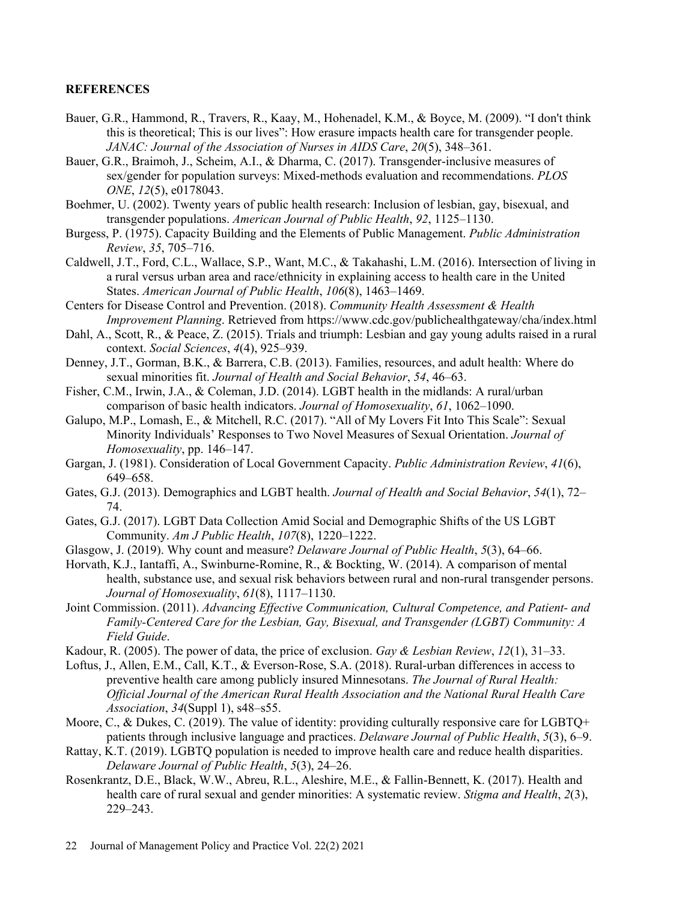**REFERENCES**

Bauer, G.R., Hammond, R., Travers, R., Kaay, M., Hohenadel, K.M., & Boyce, M. (2009). "I don't think this is theoretical; This is our lives": How erasure impacts health care for transgender people. *JANAC: Journal of the Association of Nurses in AIDS Care*, *20*(5), 348–361.

Bauer, G.R., Braimoh, J., Scheim, A.I., & Dharma, C. (2017). Transgender-inclusive measures of sex/gender for population surveys: Mixed-methods evaluation and recommendations. *PLOS ONE*, *12*(5), e0178043.

Boehmer, U. (2002). Twenty years of public health research: Inclusion of lesbian, gay, bisexual, and transgender populations. *American Journal of Public Health*, *92*, 1125–1130.

Burgess, P. (1975). Capacity Building and the Elements of Public Management. *Public Administration Review*, *35*, 705–716.

Caldwell, J.T., Ford, C.L., Wallace, S.P., Want, M.C., & Takahashi, L.M. (2016). Intersection of living in a rural versus urban area and race/ethnicity in explaining access to health care in the United States. *American Journal of Public Health*, *106*(8), 1463–1469.

Centers for Disease Control and Prevention. (2018). *Community Health Assessment & Health Improvement Planning*. Retrieved from https://www.cdc.gov/publichealthgateway/cha/index.html

Dahl, A., Scott, R., & Peace, Z. (2015). Trials and triumph: Lesbian and gay young adults raised in a rural context. *Social Sciences*, *4*(4), 925–939.

Denney, J.T., Gorman, B.K., & Barrera, C.B. (2013). Families, resources, and adult health: Where do sexual minorities fit. *Journal of Health and Social Behavior*, *54*, 46–63.

Fisher, C.M., Irwin, J.A., & Coleman, J.D. (2014). LGBT health in the midlands: A rural/urban comparison of basic health indicators. *Journal of Homosexuality*, *61*, 1062–1090.

Galupo, M.P., Lomash, E., & Mitchell, R.C. (2017). "All of My Lovers Fit Into This Scale": Sexual Minority Individuals' Responses to Two Novel Measures of Sexual Orientation. *Journal of Homosexuality*, pp. 146–147.

Gargan, J. (1981). Consideration of Local Government Capacity. *Public Administration Review*, *41*(6), 649–658.

Gates, G.J. (2013). Demographics and LGBT health. *Journal of Health and Social Behavior*, *54*(1), 72–74.

Gates, G.J. (2017). LGBT Data Collection Amid Social and Demographic Shifts of the US LGBT Community. *Am J Public Health*, *107*(8), 1220–1222.

Glasgow, J. (2019). Why count and measure? *Delaware Journal of Public Health*, *5*(3), 64–66.

Horvath, K.J., Iantaffi, A., Swinburne-Romine, R., & Bockting, W. (2014). A comparison of mental health, substance use, and sexual risk behaviors between rural and non-rural transgender persons. *Journal of Homosexuality*, *61*(8), 1117–1130.

Joint Commission. (2011). *Advancing Effective Communication, Cultural Competence, and Patient- and Family-Centered Care for the Lesbian, Gay, Bisexual, and Transgender (LGBT) Community: A Field Guide*.

Kadour, R. (2005). The power of data, the price of exclusion. *Gay & Lesbian Review*, *12*(1), 31–33.

Loftus, J., Allen, E.M., Call, K.T., & Everson-Rose, S.A. (2018). Rural-urban differences in access to preventive health care among publicly insured Minnesotans. *The Journal of Rural Health: Official Journal of the American Rural Health Association and the National Rural Health Care Association*, *34*(Suppl 1), s48–s55.

Moore, C., & Dukes, C. (2019). The value of identity: providing culturally responsive care for LGBTQ+ patients through inclusive language and practices. *Delaware Journal of Public Health*, *5*(3), 6–9.

Rattay, K.T. (2019). LGBTQ population is needed to improve health care and reduce health disparities. *Delaware Journal of Public Health*, *5*(3), 24–26.

Rosenkrantz, D.E., Black, W.W., Abreu, R.L., Aleshire, M.E., & Fallin-Bennett, K. (2017). Health and health care of rural sexual and gender minorities: A systematic review. *Stigma and Health*, *2*(3), 229–243.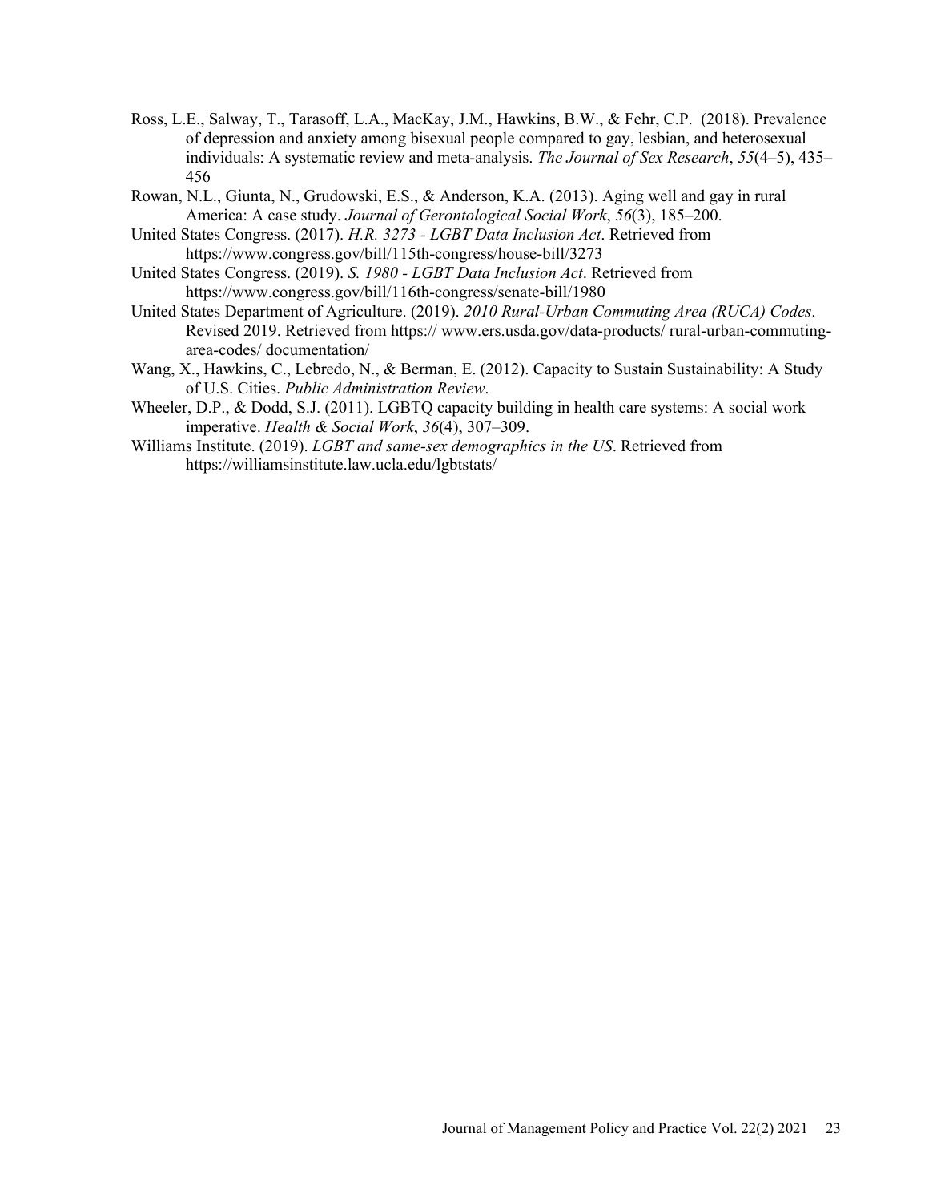Ross, L.E., Salway, T., Tarasoff, L.A., MacKay, J.M., Hawkins, B.W., & Fehr, C.P. (2018). Prevalence of depression and anxiety among bisexual people compared to gay, lesbian, and heterosexual individuals: A systematic review and meta-analysis. *The Journal of Sex Research*, *55*(4–5), 435–456

Rowan, N.L., Giunta, N., Grudowski, E.S., & Anderson, K.A. (2013). Aging well and gay in rural America: A case study. *Journal of Gerontological Social Work*, *56*(3), 185–200.

United States Congress. (2017). *H.R. 3273 - LGBT Data Inclusion Act*. Retrieved from https://www.congress.gov/bill/115th-congress/house-bill/3273

United States Congress. (2019). *S. 1980 - LGBT Data Inclusion Act*. Retrieved from https://www.congress.gov/bill/116th-congress/senate-bill/1980

United States Department of Agriculture. (2019). *2010 Rural-Urban Commuting Area (RUCA) Codes*. Revised 2019. Retrieved from https:// www.ers.usda.gov/data-products/ rural-urban-commuting-area-codes/ documentation/

Wang, X., Hawkins, C., Lebredo, N., & Berman, E. (2012). Capacity to Sustain Sustainability: A Study of U.S. Cities. *Public Administration Review*.

Wheeler, D.P., & Dodd, S.J. (2011). LGBTQ capacity building in health care systems: A social work imperative. *Health & Social Work*, *36*(4), 307–309.

Williams Institute. (2019). *LGBT and same-sex demographics in the US*. Retrieved from https://williamsinstitute.law.ucla.edu/lgbtstats/